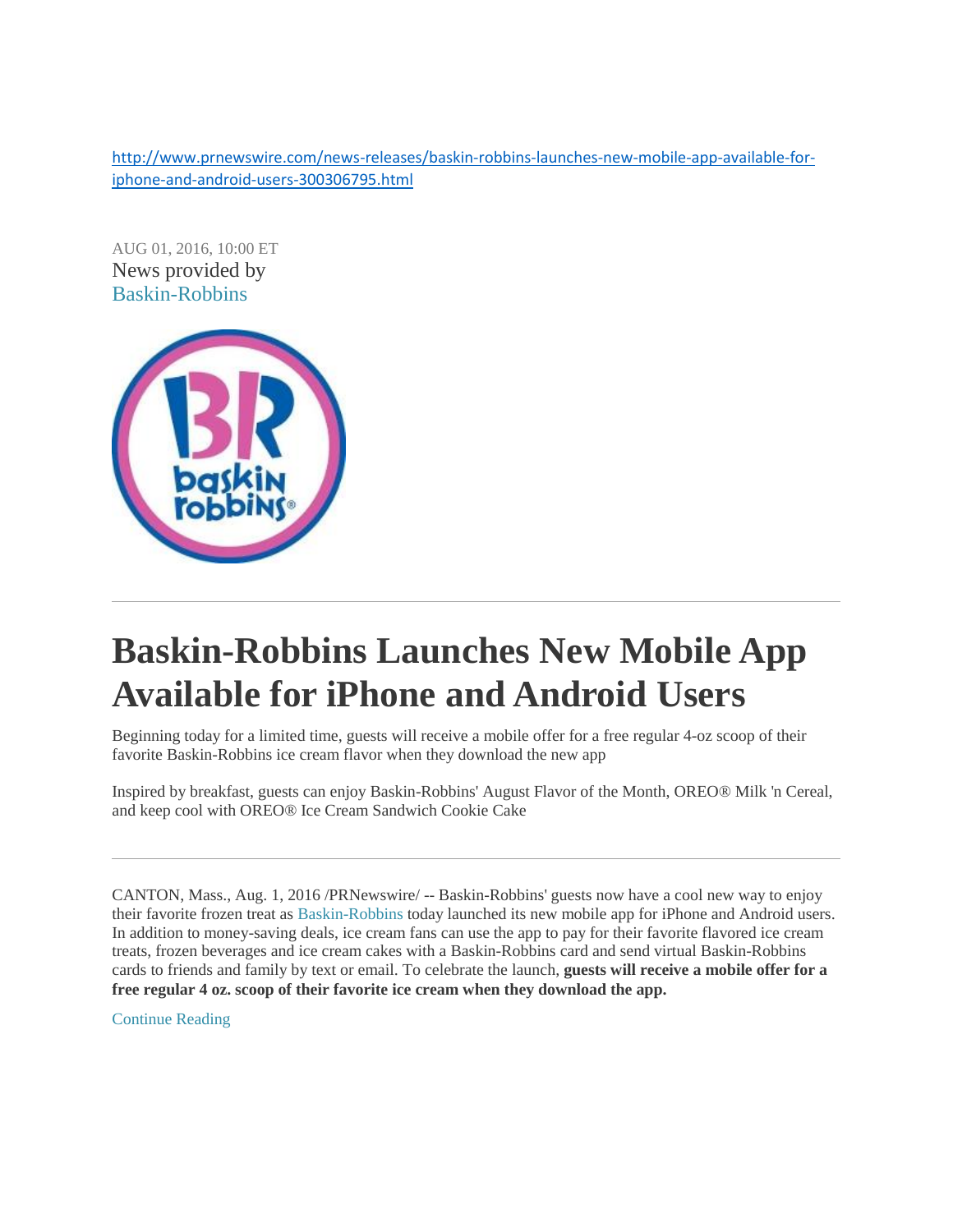http://www.prnewswire.com/news-releases/baskin-robbins-launches-new-mobile-app-available-for-iphone-and-android-users-300306795.html

AUG 01, 2016, 10:00 ET

News provided by

Baskin-Robbins

# Baskin-Robbins Launches New Mobile App Available for iPhone and Android Users

Beginning today for a limited time, guests will receive a mobile offer for a free regular 4-oz scoop of their favorite Baskin-Robbins ice cream flavor when they download the new app

Inspired by breakfast, guests can enjoy Baskin-Robbins' August Flavor of the Month, OREO® Milk 'n Cereal, and keep cool with OREO® Ice Cream Sandwich Cookie Cake

---

CANTON, Mass., Aug. 1, 2016 /PRNewswire/ -- Baskin-Robbins' guests now have a cool new way to enjoy their favorite frozen treat as Baskin-Robbins today launched its new mobile app for iPhone and Android users. In addition to money-saving deals, ice cream fans can use the app to pay for their favorite flavored ice cream treats, frozen beverages and ice cream cakes with a Baskin-Robbins card and send virtual Baskin-Robbins cards to friends and family by text or email. To celebrate the launch, **guests will receive a mobile offer for a free regular 4 oz. scoop of their favorite ice cream when they download the app.**

Continue Reading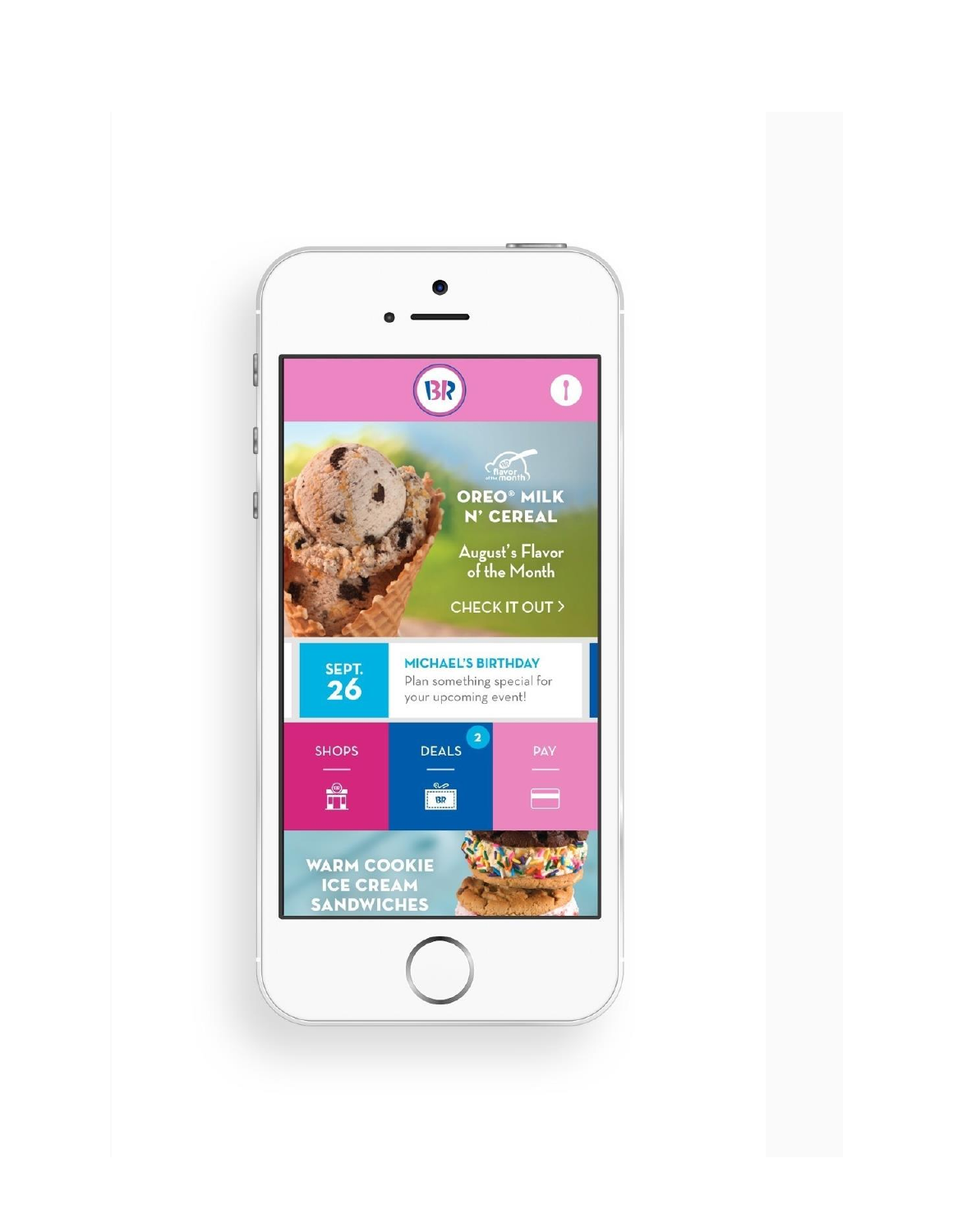OREO® MILK N' CEREAL

August's Flavor of the Month

CHECK IT OUT >

SEPT. 26

MICHAEL'S BIRTHDAY

Plan something special for your upcoming event!

SHOPS

DEALS 2

PAY

WARM COOKIE ICE CREAM SANDWICHES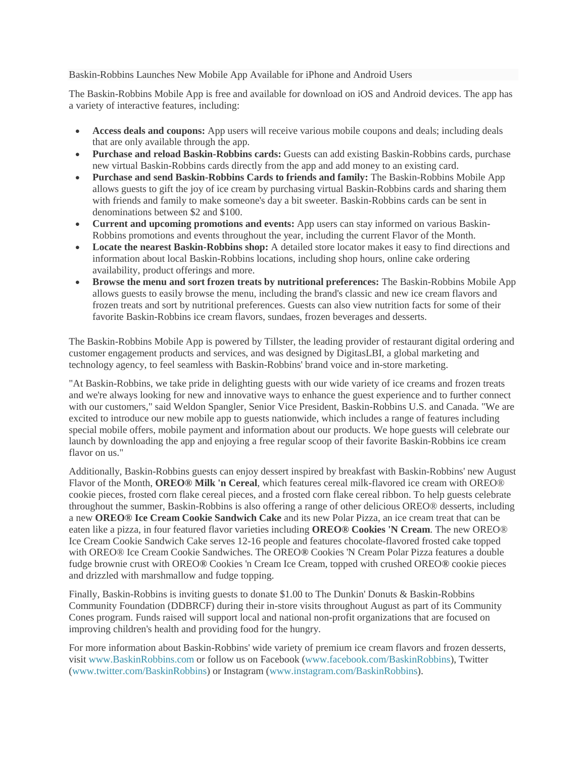Baskin-Robbins Launches New Mobile App Available for iPhone and Android Users

The Baskin-Robbins Mobile App is free and available for download on iOS and Android devices. The app has a variety of interactive features, including:

- **Access deals and coupons:** App users will receive various mobile coupons and deals; including deals that are only available through the app.
- **Purchase and reload Baskin-Robbins cards:** Guests can add existing Baskin-Robbins cards, purchase new virtual Baskin-Robbins cards directly from the app and add money to an existing card.
- **Purchase and send Baskin-Robbins Cards to friends and family:** The Baskin-Robbins Mobile App allows guests to gift the joy of ice cream by purchasing virtual Baskin-Robbins cards and sharing them with friends and family to make someone's day a bit sweeter. Baskin-Robbins cards can be sent in denominations between $2 and $100.
- **Current and upcoming promotions and events:** App users can stay informed on various Baskin-Robbins promotions and events throughout the year, including the current Flavor of the Month.
- **Locate the nearest Baskin-Robbins shop:** A detailed store locator makes it easy to find directions and information about local Baskin-Robbins locations, including shop hours, online cake ordering availability, product offerings and more.
- **Browse the menu and sort frozen treats by nutritional preferences:** The Baskin-Robbins Mobile App allows guests to easily browse the menu, including the brand's classic and new ice cream flavors and frozen treats and sort by nutritional preferences. Guests can also view nutrition facts for some of their favorite Baskin-Robbins ice cream flavors, sundaes, frozen beverages and desserts.

The Baskin-Robbins Mobile App is powered by Tillster, the leading provider of restaurant digital ordering and customer engagement products and services, and was designed by DigitasLBI, a global marketing and technology agency, to feel seamless with Baskin-Robbins' brand voice and in-store marketing.

"At Baskin-Robbins, we take pride in delighting guests with our wide variety of ice creams and frozen treats and we're always looking for new and innovative ways to enhance the guest experience and to further connect with our customers," said Weldon Spangler, Senior Vice President, Baskin-Robbins U.S. and Canada. "We are excited to introduce our new mobile app to guests nationwide, which includes a range of features including special mobile offers, mobile payment and information about our products. We hope guests will celebrate our launch by downloading the app and enjoying a free regular scoop of their favorite Baskin-Robbins ice cream flavor on us."

Additionally, Baskin-Robbins guests can enjoy dessert inspired by breakfast with Baskin-Robbins' new August Flavor of the Month, **OREO® Milk 'n Cereal**, which features cereal milk-flavored ice cream with OREO® cookie pieces, frosted corn flake cereal pieces, and a frosted corn flake cereal ribbon. To help guests celebrate throughout the summer, Baskin-Robbins is also offering a range of other delicious OREO® desserts, including a new **OREO® Ice Cream Cookie Sandwich Cake** and its new Polar Pizza, an ice cream treat that can be eaten like a pizza, in four featured flavor varieties including **OREO® Cookies 'N Cream**. The new OREO® Ice Cream Cookie Sandwich Cake serves 12-16 people and features chocolate-flavored frosted cake topped with OREO® Ice Cream Cookie Sandwiches. The OREO® Cookies 'N Cream Polar Pizza features a double fudge brownie crust with OREO® Cookies 'n Cream Ice Cream, topped with crushed OREO® cookie pieces and drizzled with marshmallow and fudge topping.

Finally, Baskin-Robbins is inviting guests to donate $1.00 to The Dunkin' Donuts & Baskin-Robbins Community Foundation (DDBRCF) during their in-store visits throughout August as part of its Community Cones program. Funds raised will support local and national non-profit organizations that are focused on improving children's health and providing food for the hungry.

For more information about Baskin-Robbins' wide variety of premium ice cream flavors and frozen desserts, visit www.BaskinRobbins.com or follow us on Facebook (www.facebook.com/BaskinRobbins), Twitter (www.twitter.com/BaskinRobbins) or Instagram (www.instagram.com/BaskinRobbins).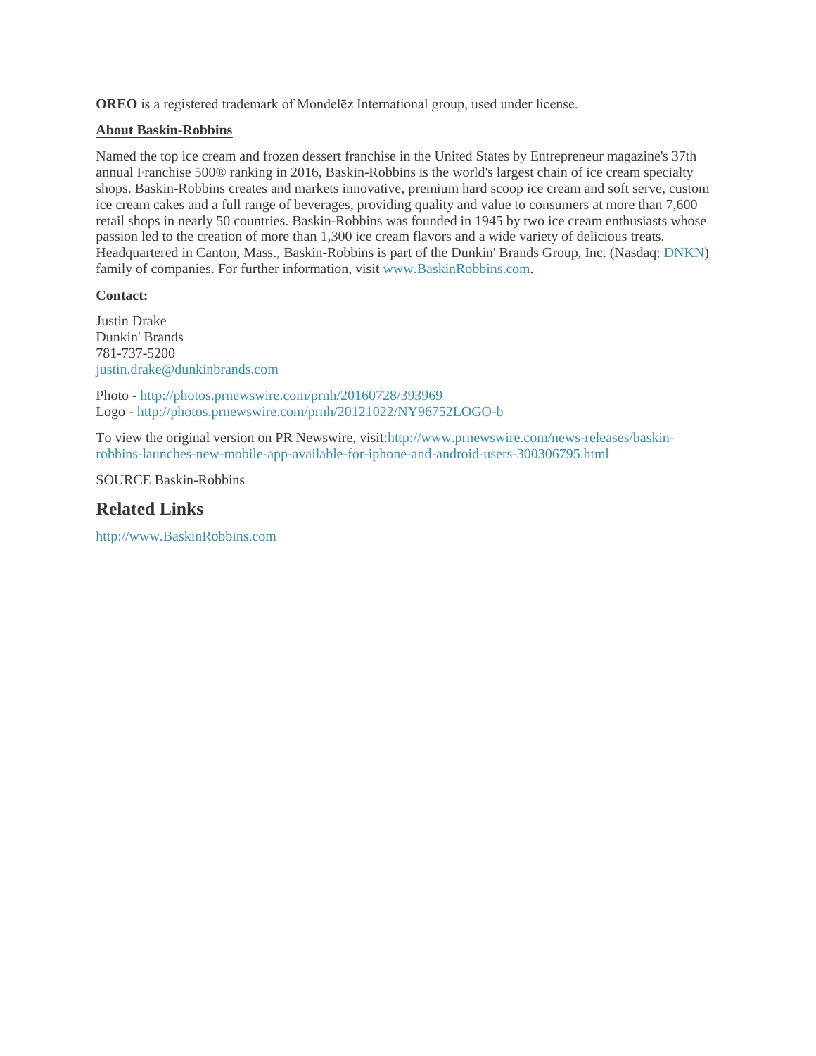**OREO** is a registered trademark of Mondelēz International group, used under license.

**About Baskin-Robbins**

Named the top ice cream and frozen dessert franchise in the United States by Entrepreneur magazine's 37th annual Franchise 500® ranking in 2016, Baskin-Robbins is the world's largest chain of ice cream specialty shops. Baskin-Robbins creates and markets innovative, premium hard scoop ice cream and soft serve, custom ice cream cakes and a full range of beverages, providing quality and value to consumers at more than 7,600 retail shops in nearly 50 countries. Baskin-Robbins was founded in 1945 by two ice cream enthusiasts whose passion led to the creation of more than 1,300 ice cream flavors and a wide variety of delicious treats. Headquartered in Canton, Mass., Baskin-Robbins is part of the Dunkin' Brands Group, Inc. (Nasdaq: DNKN) family of companies. For further information, visit www.BaskinRobbins.com.

**Contact:**

Justin Drake
Dunkin' Brands
781-737-5200
justin.drake@dunkinbrands.com

Photo - http://photos.prnewswire.com/prnh/20160728/393969
Logo - http://photos.prnewswire.com/prnh/20121022/NY96752LOGO-b

To view the original version on PR Newswire, visit:http://www.prnewswire.com/news-releases/baskin-robbins-launches-new-mobile-app-available-for-iphone-and-android-users-300306795.html

SOURCE Baskin-Robbins

## Related Links

http://www.BaskinRobbins.com